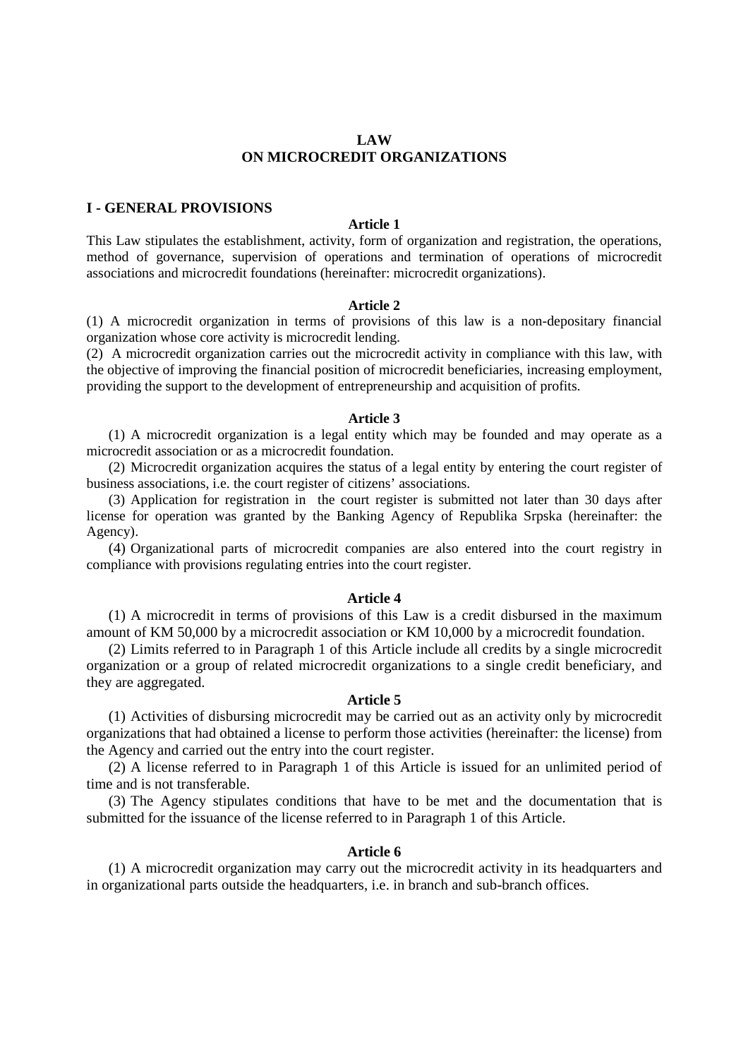# LAW
# ON MICROCREDIT ORGANIZATIONS

## I - GENERAL PROVISIONS

### Article 1

This Law stipulates the establishment, activity, form of organization and registration, the operations, method of governance, supervision of operations and termination of operations of microcredit associations and microcredit foundations (hereinafter: microcredit organizations).

### Article 2

(1) A microcredit organization in terms of provisions of this law is a non-depositary financial organization whose core activity is microcredit lending.

(2) A microcredit organization carries out the microcredit activity in compliance with this law, with the objective of improving the financial position of microcredit beneficiaries, increasing employment, providing the support to the development of entrepreneurship and acquisition of profits.

### Article 3

(1) A microcredit organization is a legal entity which may be founded and may operate as a microcredit association or as a microcredit foundation.

(2) Microcredit organization acquires the status of a legal entity by entering the court register of business associations, i.e. the court register of citizens' associations.

(3) Application for registration in the court register is submitted not later than 30 days after license for operation was granted by the Banking Agency of Republika Srpska (hereinafter: the Agency).

(4) Organizational parts of microcredit companies are also entered into the court registry in compliance with provisions regulating entries into the court register.

### Article 4

(1) A microcredit in terms of provisions of this Law is a credit disbursed in the maximum amount of KM 50,000 by a microcredit association or KM 10,000 by a microcredit foundation.

(2) Limits referred to in Paragraph 1 of this Article include all credits by a single microcredit organization or a group of related microcredit organizations to a single credit beneficiary, and they are aggregated.

### Article 5

(1) Activities of disbursing microcredit may be carried out as an activity only by microcredit organizations that had obtained a license to perform those activities (hereinafter: the license) from the Agency and carried out the entry into the court register.

(2) A license referred to in Paragraph 1 of this Article is issued for an unlimited period of time and is not transferable.

(3) The Agency stipulates conditions that have to be met and the documentation that is submitted for the issuance of the license referred to in Paragraph 1 of this Article.

### Article 6

(1) A microcredit organization may carry out the microcredit activity in its headquarters and in organizational parts outside the headquarters, i.e. in branch and sub-branch offices.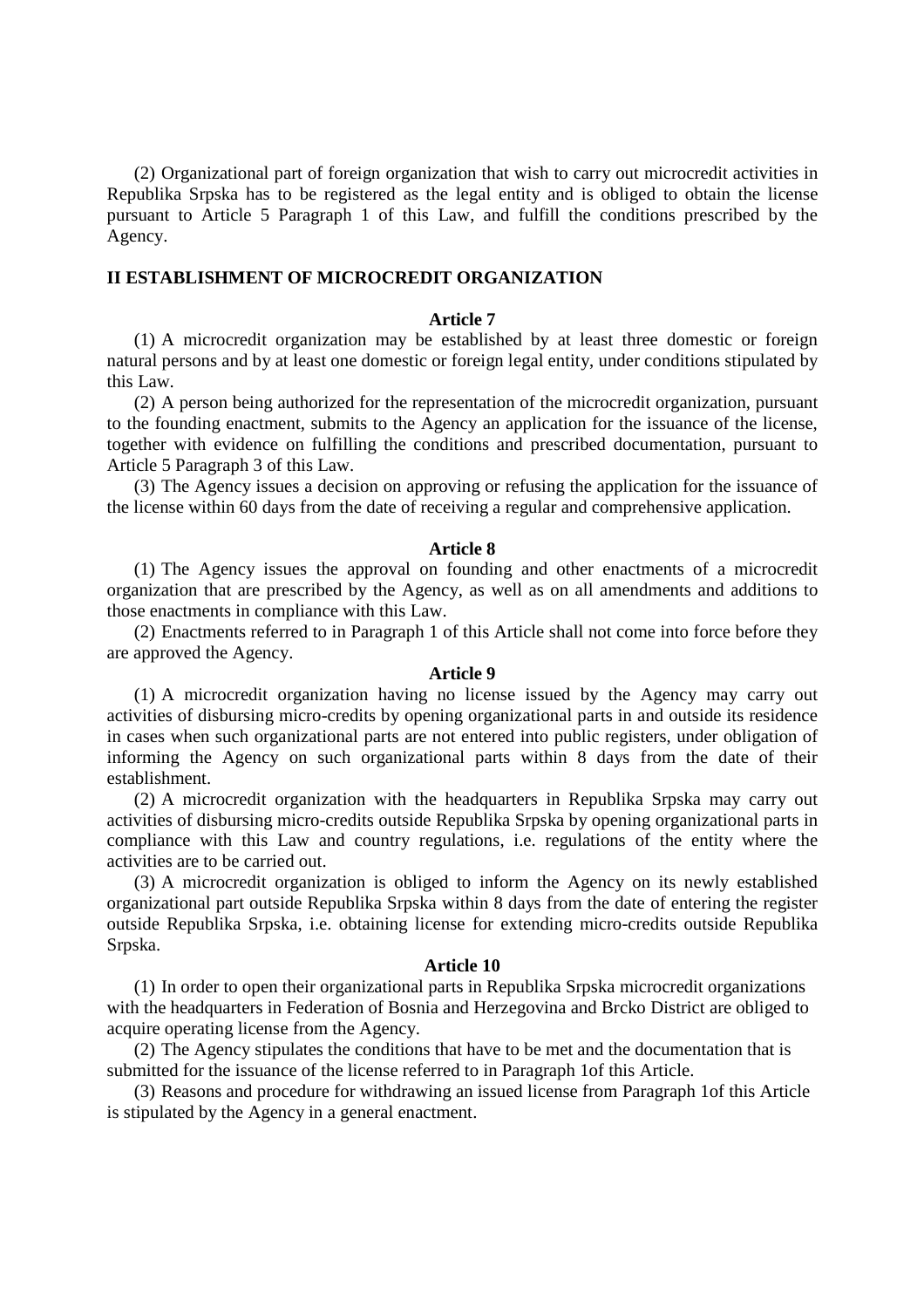(2) Organizational part of foreign organization that wish to carry out microcredit activities in Republika Srpska has to be registered as the legal entity and is obliged to obtain the license pursuant to Article 5 Paragraph 1 of this Law, and fulfill the conditions prescribed by the Agency.

## II ESTABLISHMENT OF MICROCREDIT ORGANIZATION

### Article 7

(1) A microcredit organization may be established by at least three domestic or foreign natural persons and by at least one domestic or foreign legal entity, under conditions stipulated by this Law.

(2) A person being authorized for the representation of the microcredit organization, pursuant to the founding enactment, submits to the Agency an application for the issuance of the license, together with evidence on fulfilling the conditions and prescribed documentation, pursuant to Article 5 Paragraph 3 of this Law.

(3) The Agency issues a decision on approving or refusing the application for the issuance of the license within 60 days from the date of receiving a regular and comprehensive application.

### Article 8

(1) The Agency issues the approval on founding and other enactments of a microcredit organization that are prescribed by the Agency, as well as on all amendments and additions to those enactments in compliance with this Law.

(2) Enactments referred to in Paragraph 1 of this Article shall not come into force before they are approved the Agency.

### Article 9

(1) A microcredit organization having no license issued by the Agency may carry out activities of disbursing micro-credits by opening organizational parts in and outside its residence in cases when such organizational parts are not entered into public registers, under obligation of informing the Agency on such organizational parts within 8 days from the date of their establishment.

(2) A microcredit organization with the headquarters in Republika Srpska may carry out activities of disbursing micro-credits outside Republika Srpska by opening organizational parts in compliance with this Law and country regulations, i.e. regulations of the entity where the activities are to be carried out.

(3) A microcredit organization is obliged to inform the Agency on its newly established organizational part outside Republika Srpska within 8 days from the date of entering the register outside Republika Srpska, i.e. obtaining license for extending micro-credits outside Republika Srpska.

### Article 10

(1) In order to open their organizational parts in Republika Srpska microcredit organizations with the headquarters in Federation of Bosnia and Herzegovina and Brcko District are obliged to acquire operating license from the Agency.

(2) The Agency stipulates the conditions that have to be met and the documentation that is submitted for the issuance of the license referred to in Paragraph 1of this Article.

(3) Reasons and procedure for withdrawing an issued license from Paragraph 1of this Article is stipulated by the Agency in a general enactment.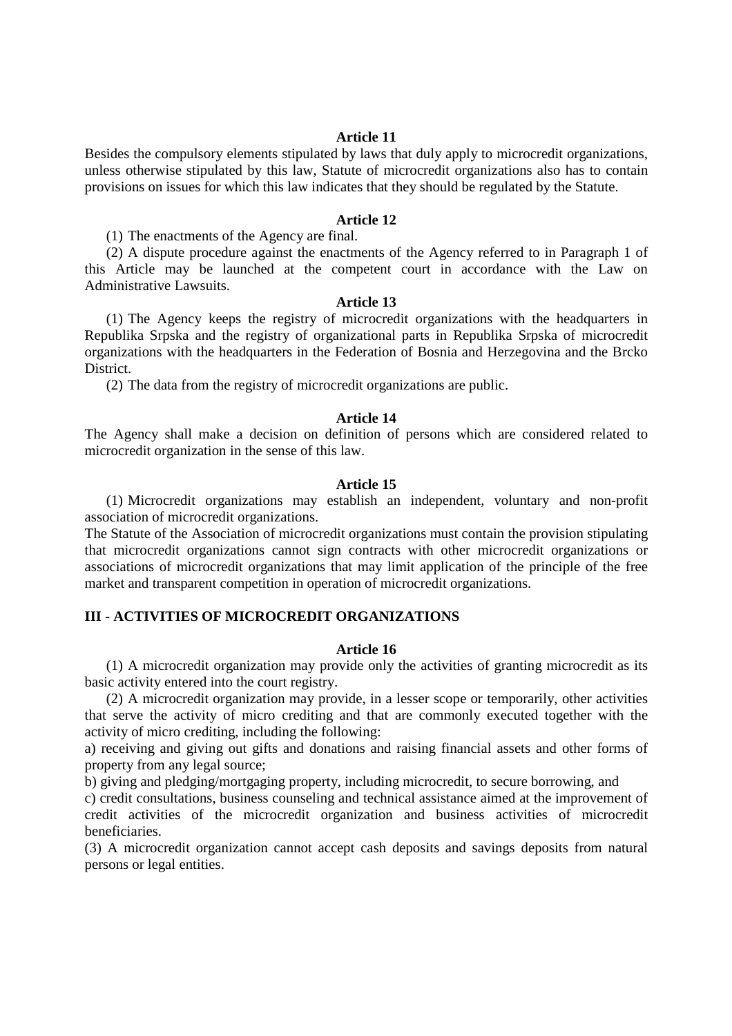**Article 11**

Besides the compulsory elements stipulated by laws that duly apply to microcredit organizations, unless otherwise stipulated by this law, Statute of microcredit organizations also has to contain provisions on issues for which this law indicates that they should be regulated by the Statute.

**Article 12**

(1) The enactments of the Agency are final.

(2) A dispute procedure against the enactments of the Agency referred to in Paragraph 1 of this Article may be launched at the competent court in accordance with the Law on Administrative Lawsuits.

**Article 13**

(1) The Agency keeps the registry of microcredit organizations with the headquarters in Republika Srpska and the registry of organizational parts in Republika Srpska of microcredit organizations with the headquarters in the Federation of Bosnia and Herzegovina and the Brcko District.

(2) The data from the registry of microcredit organizations are public.

**Article 14**

The Agency shall make a decision on definition of persons which are considered related to microcredit organization in the sense of this law.

**Article 15**

(1) Microcredit organizations may establish an independent, voluntary and non-profit association of microcredit organizations.

The Statute of the Association of microcredit organizations must contain the provision stipulating that microcredit organizations cannot sign contracts with other microcredit organizations or associations of microcredit organizations that may limit application of the principle of the free market and transparent competition in operation of microcredit organizations.

## III - ACTIVITIES OF MICROCREDIT ORGANIZATIONS

**Article 16**

(1) A microcredit organization may provide only the activities of granting microcredit as its basic activity entered into the court registry.

(2) A microcredit organization may provide, in a lesser scope or temporarily, other activities that serve the activity of micro crediting and that are commonly executed together with the activity of micro crediting, including the following:

a) receiving and giving out gifts and donations and raising financial assets and other forms of property from any legal source;

b) giving and pledging/mortgaging property, including microcredit, to secure borrowing, and

c) credit consultations, business counseling and technical assistance aimed at the improvement of credit activities of the microcredit organization and business activities of microcredit beneficiaries.

(3) A microcredit organization cannot accept cash deposits and savings deposits from natural persons or legal entities.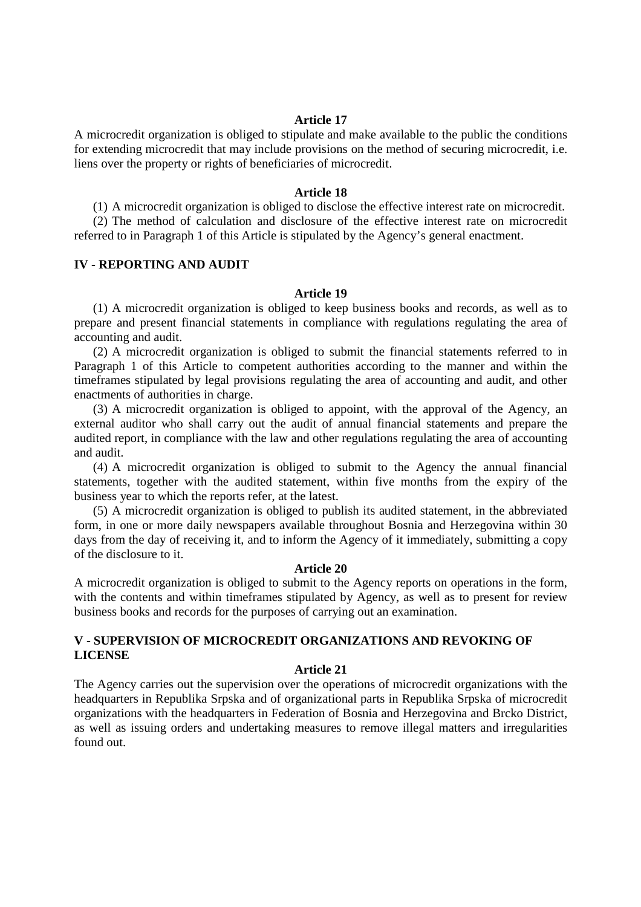### Article 17

A microcredit organization is obliged to stipulate and make available to the public the conditions for extending microcredit that may include provisions on the method of securing microcredit, i.e. liens over the property or rights of beneficiaries of microcredit.

### Article 18

(1) A microcredit organization is obliged to disclose the effective interest rate on microcredit.

(2) The method of calculation and disclosure of the effective interest rate on microcredit referred to in Paragraph 1 of this Article is stipulated by the Agency's general enactment.

## IV - REPORTING AND AUDIT

### Article 19

(1) A microcredit organization is obliged to keep business books and records, as well as to prepare and present financial statements in compliance with regulations regulating the area of accounting and audit.

(2) A microcredit organization is obliged to submit the financial statements referred to in Paragraph 1 of this Article to competent authorities according to the manner and within the timeframes stipulated by legal provisions regulating the area of accounting and audit, and other enactments of authorities in charge.

(3) A microcredit organization is obliged to appoint, with the approval of the Agency, an external auditor who shall carry out the audit of annual financial statements and prepare the audited report, in compliance with the law and other regulations regulating the area of accounting and audit.

(4) A microcredit organization is obliged to submit to the Agency the annual financial statements, together with the audited statement, within five months from the expiry of the business year to which the reports refer, at the latest.

(5) A microcredit organization is obliged to publish its audited statement, in the abbreviated form, in one or more daily newspapers available throughout Bosnia and Herzegovina within 30 days from the day of receiving it, and to inform the Agency of it immediately, submitting a copy of the disclosure to it.

### Article 20

A microcredit organization is obliged to submit to the Agency reports on operations in the form, with the contents and within timeframes stipulated by Agency, as well as to present for review business books and records for the purposes of carrying out an examination.

## V - SUPERVISION OF MICROCREDIT ORGANIZATIONS AND REVOKING OF LICENSE

### Article 21

The Agency carries out the supervision over the operations of microcredit organizations with the headquarters in Republika Srpska and of organizational parts in Republika Srpska of microcredit organizations with the headquarters in Federation of Bosnia and Herzegovina and Brcko District, as well as issuing orders and undertaking measures to remove illegal matters and irregularities found out.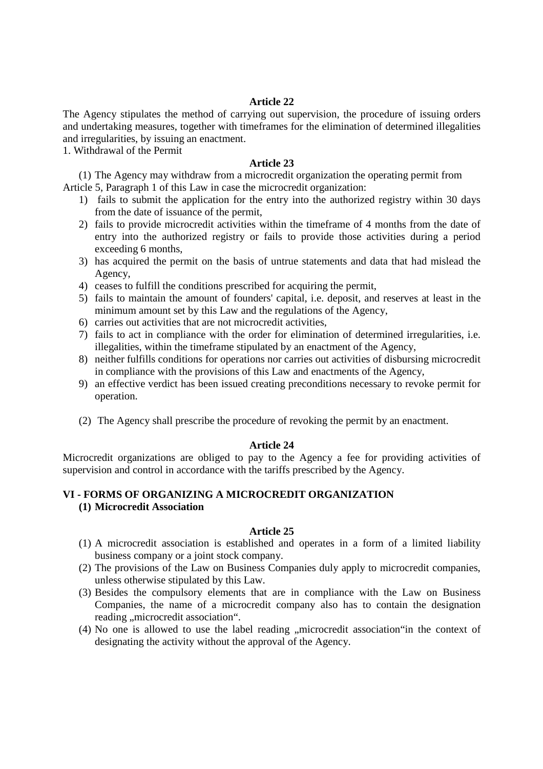**Article 22**

The Agency stipulates the method of carrying out supervision, the procedure of issuing orders and undertaking measures, together with timeframes for the elimination of determined illegalities and irregularities, by issuing an enactment.

1. Withdrawal of the Permit

**Article 23**

(1) The Agency may withdraw from a microcredit organization the operating permit from Article 5, Paragraph 1 of this Law in case the microcredit organization:

1) fails to submit the application for the entry into the authorized registry within 30 days from the date of issuance of the permit,
2) fails to provide microcredit activities within the timeframe of 4 months from the date of entry into the authorized registry or fails to provide those activities during a period exceeding 6 months,
3) has acquired the permit on the basis of untrue statements and data that had mislead the Agency,
4) ceases to fulfill the conditions prescribed for acquiring the permit,
5) fails to maintain the amount of founders' capital, i.e. deposit, and reserves at least in the minimum amount set by this Law and the regulations of the Agency,
6) carries out activities that are not microcredit activities,
7) fails to act in compliance with the order for elimination of determined irregularities, i.e. illegalities, within the timeframe stipulated by an enactment of the Agency,
8) neither fulfills conditions for operations nor carries out activities of disbursing microcredit in compliance with the provisions of this Law and enactments of the Agency,
9) an effective verdict has been issued creating preconditions necessary to revoke permit for operation.

(2) The Agency shall prescribe the procedure of revoking the permit by an enactment.

**Article 24**

Microcredit organizations are obliged to pay to the Agency a fee for providing activities of supervision and control in accordance with the tariffs prescribed by the Agency.

## VI - FORMS OF ORGANIZING A MICROCREDIT ORGANIZATION

### (1) Microcredit Association

**Article 25**

(1) A microcredit association is established and operates in a form of a limited liability business company or a joint stock company.

(2) The provisions of the Law on Business Companies duly apply to microcredit companies, unless otherwise stipulated by this Law.

(3) Besides the compulsory elements that are in compliance with the Law on Business Companies, the name of a microcredit company also has to contain the designation reading „microcredit association“.

(4) No one is allowed to use the label reading „microcredit association“in the context of designating the activity without the approval of the Agency.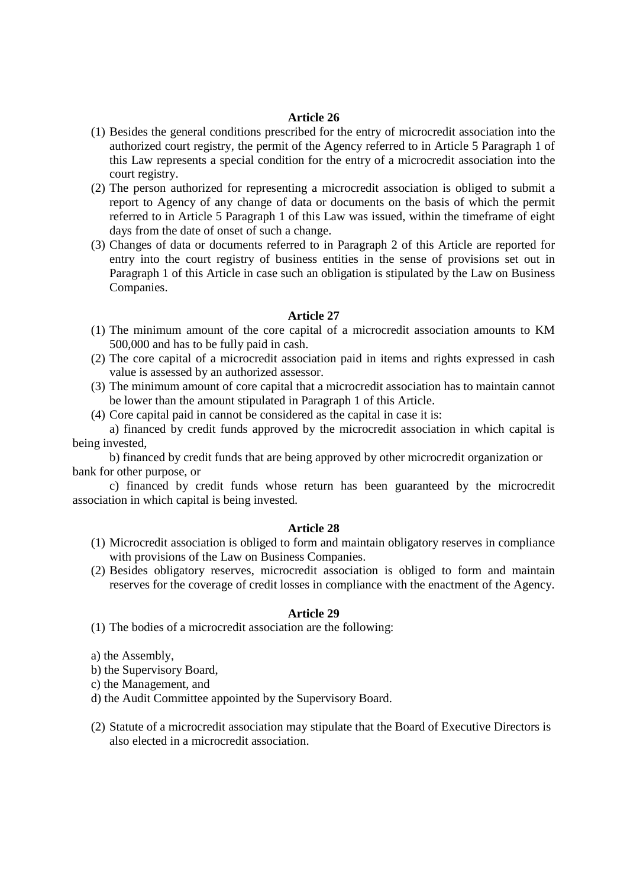**Article 26**

(1) Besides the general conditions prescribed for the entry of microcredit association into the authorized court registry, the permit of the Agency referred to in Article 5 Paragraph 1 of this Law represents a special condition for the entry of a microcredit association into the court registry.

(2) The person authorized for representing a microcredit association is obliged to submit a report to Agency of any change of data or documents on the basis of which the permit referred to in Article 5 Paragraph 1 of this Law was issued, within the timeframe of eight days from the date of onset of such a change.

(3) Changes of data or documents referred to in Paragraph 2 of this Article are reported for entry into the court registry of business entities in the sense of provisions set out in Paragraph 1 of this Article in case such an obligation is stipulated by the Law on Business Companies.

**Article 27**

(1) The minimum amount of the core capital of a microcredit association amounts to KM 500,000 and has to be fully paid in cash.

(2) The core capital of a microcredit association paid in items and rights expressed in cash value is assessed by an authorized assessor.

(3) The minimum amount of core capital that a microcredit association has to maintain cannot be lower than the amount stipulated in Paragraph 1 of this Article.

(4) Core capital paid in cannot be considered as the capital in case it is:

a) financed by credit funds approved by the microcredit association in which capital is being invested,

b) financed by credit funds that are being approved by other microcredit organization or bank for other purpose, or

c) financed by credit funds whose return has been guaranteed by the microcredit association in which capital is being invested.

**Article 28**

(1) Microcredit association is obliged to form and maintain obligatory reserves in compliance with provisions of the Law on Business Companies.

(2) Besides obligatory reserves, microcredit association is obliged to form and maintain reserves for the coverage of credit losses in compliance with the enactment of the Agency.

**Article 29**

(1) The bodies of a microcredit association are the following:

a) the Assembly,

b) the Supervisory Board,

c) the Management, and

d) the Audit Committee appointed by the Supervisory Board.

(2) Statute of a microcredit association may stipulate that the Board of Executive Directors is also elected in a microcredit association.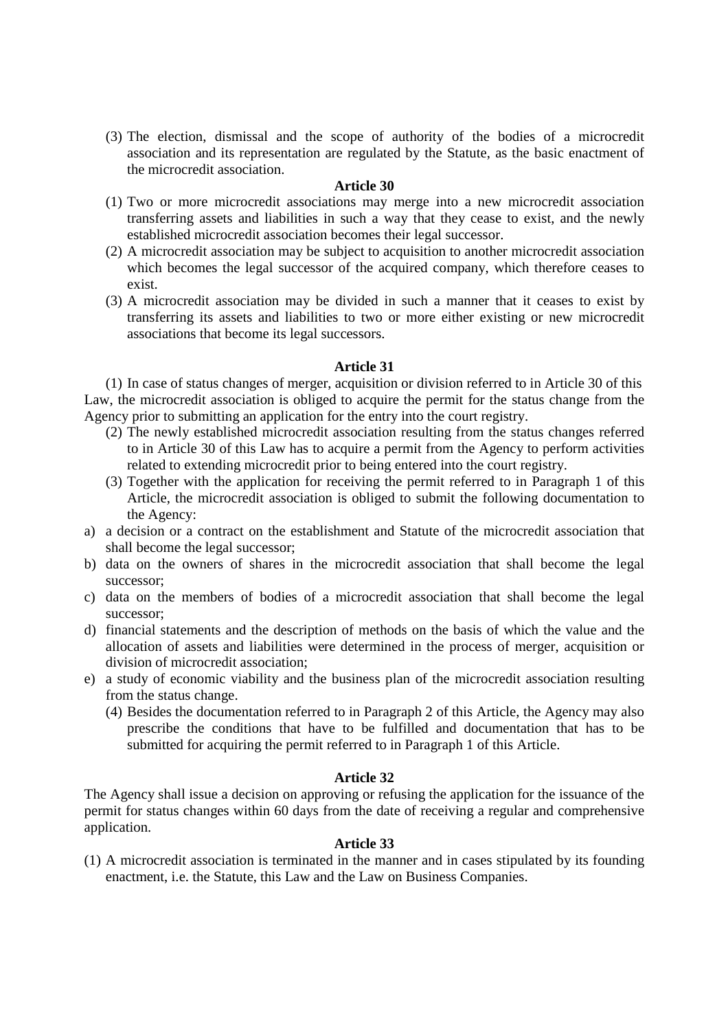(3) The election, dismissal and the scope of authority of the bodies of a microcredit association and its representation are regulated by the Statute, as the basic enactment of the microcredit association.

**Article 30**

(1) Two or more microcredit associations may merge into a new microcredit association transferring assets and liabilities in such a way that they cease to exist, and the newly established microcredit association becomes their legal successor.

(2) A microcredit association may be subject to acquisition to another microcredit association which becomes the legal successor of the acquired company, which therefore ceases to exist.

(3) A microcredit association may be divided in such a manner that it ceases to exist by transferring its assets and liabilities to two or more either existing or new microcredit associations that become its legal successors.

**Article 31**

(1) In case of status changes of merger, acquisition or division referred to in Article 30 of this Law, the microcredit association is obliged to acquire the permit for the status change from the Agency prior to submitting an application for the entry into the court registry.

(2) The newly established microcredit association resulting from the status changes referred to in Article 30 of this Law has to acquire a permit from the Agency to perform activities related to extending microcredit prior to being entered into the court registry.

(3) Together with the application for receiving the permit referred to in Paragraph 1 of this Article, the microcredit association is obliged to submit the following documentation to the Agency:

a) a decision or a contract on the establishment and Statute of the microcredit association that shall become the legal successor;
b) data on the owners of shares in the microcredit association that shall become the legal successor;
c) data on the members of bodies of a microcredit association that shall become the legal successor;
d) financial statements and the description of methods on the basis of which the value and the allocation of assets and liabilities were determined in the process of merger, acquisition or division of microcredit association;
e) a study of economic viability and the business plan of the microcredit association resulting from the status change.

(4) Besides the documentation referred to in Paragraph 2 of this Article, the Agency may also prescribe the conditions that have to be fulfilled and documentation that has to be submitted for acquiring the permit referred to in Paragraph 1 of this Article.

**Article 32**

The Agency shall issue a decision on approving or refusing the application for the issuance of the permit for status changes within 60 days from the date of receiving a regular and comprehensive application.

**Article 33**

(1) A microcredit association is terminated in the manner and in cases stipulated by its founding enactment, i.e. the Statute, this Law and the Law on Business Companies.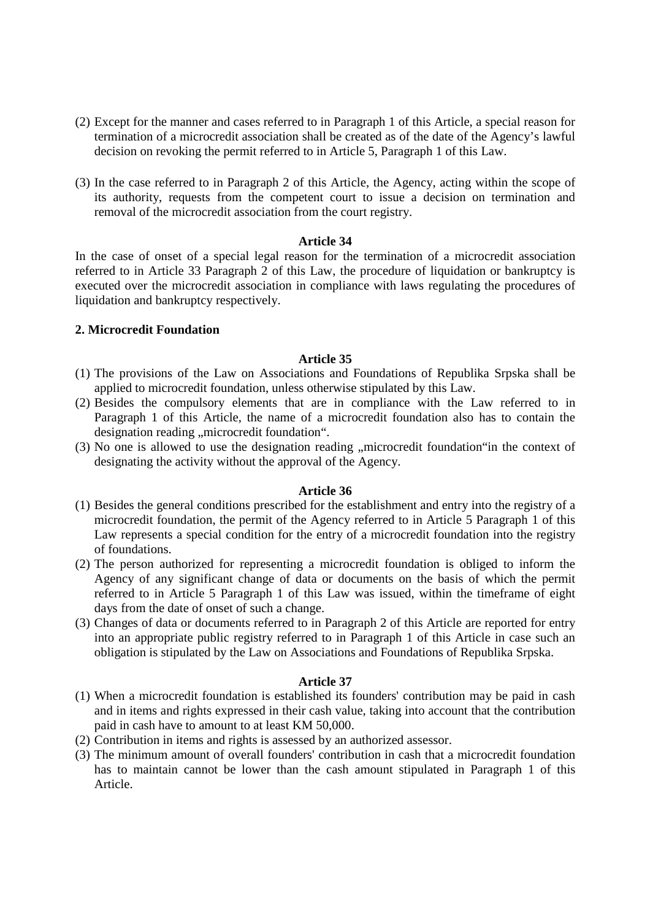(2) Except for the manner and cases referred to in Paragraph 1 of this Article, a special reason for termination of a microcredit association shall be created as of the date of the Agency's lawful decision on revoking the permit referred to in Article 5, Paragraph 1 of this Law.

(3) In the case referred to in Paragraph 2 of this Article, the Agency, acting within the scope of its authority, requests from the competent court to issue a decision on termination and removal of the microcredit association from the court registry.

**Article 34**

In the case of onset of a special legal reason for the termination of a microcredit association referred to in Article 33 Paragraph 2 of this Law, the procedure of liquidation or bankruptcy is executed over the microcredit association in compliance with laws regulating the procedures of liquidation and bankruptcy respectively.

**2. Microcredit Foundation**

**Article 35**

(1) The provisions of the Law on Associations and Foundations of Republika Srpska shall be applied to microcredit foundation, unless otherwise stipulated by this Law.
(2) Besides the compulsory elements that are in compliance with the Law referred to in Paragraph 1 of this Article, the name of a microcredit foundation also has to contain the designation reading „microcredit foundation".
(3) No one is allowed to use the designation reading „microcredit foundation"in the context of designating the activity without the approval of the Agency.

**Article 36**

(1) Besides the general conditions prescribed for the establishment and entry into the registry of a microcredit foundation, the permit of the Agency referred to in Article 5 Paragraph 1 of this Law represents a special condition for the entry of a microcredit foundation into the registry of foundations.
(2) The person authorized for representing a microcredit foundation is obliged to inform the Agency of any significant change of data or documents on the basis of which the permit referred to in Article 5 Paragraph 1 of this Law was issued, within the timeframe of eight days from the date of onset of such a change.
(3) Changes of data or documents referred to in Paragraph 2 of this Article are reported for entry into an appropriate public registry referred to in Paragraph 1 of this Article in case such an obligation is stipulated by the Law on Associations and Foundations of Republika Srpska.

**Article 37**

(1) When a microcredit foundation is established its founders' contribution may be paid in cash and in items and rights expressed in their cash value, taking into account that the contribution paid in cash have to amount to at least KM 50,000.
(2) Contribution in items and rights is assessed by an authorized assessor.
(3) The minimum amount of overall founders' contribution in cash that a microcredit foundation has to maintain cannot be lower than the cash amount stipulated in Paragraph 1 of this Article.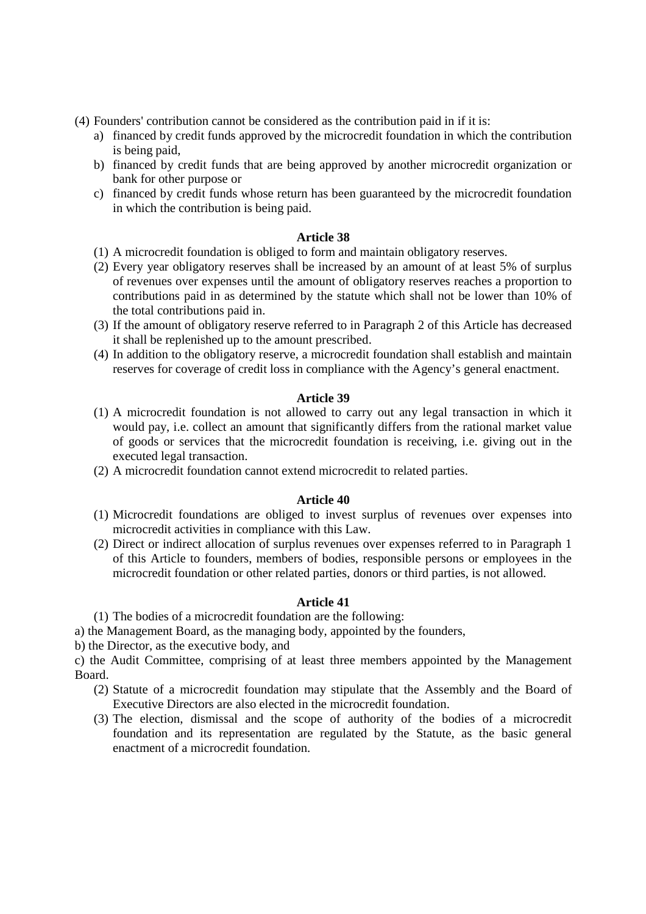(4) Founders' contribution cannot be considered as the contribution paid in if it is:
   a) financed by credit funds approved by the microcredit foundation in which the contribution is being paid,
   b) financed by credit funds that are being approved by another microcredit organization or bank for other purpose or
   c) financed by credit funds whose return has been guaranteed by the microcredit foundation in which the contribution is being paid.

**Article 38**

(1) A microcredit foundation is obliged to form and maintain obligatory reserves.
(2) Every year obligatory reserves shall be increased by an amount of at least 5% of surplus of revenues over expenses until the amount of obligatory reserves reaches a proportion to contributions paid in as determined by the statute which shall not be lower than 10% of the total contributions paid in.
(3) If the amount of obligatory reserve referred to in Paragraph 2 of this Article has decreased it shall be replenished up to the amount prescribed.
(4) In addition to the obligatory reserve, a microcredit foundation shall establish and maintain reserves for coverage of credit loss in compliance with the Agency's general enactment.

**Article 39**

(1) A microcredit foundation is not allowed to carry out any legal transaction in which it would pay, i.e. collect an amount that significantly differs from the rational market value of goods or services that the microcredit foundation is receiving, i.e. giving out in the executed legal transaction.
(2) A microcredit foundation cannot extend microcredit to related parties.

**Article 40**

(1) Microcredit foundations are obliged to invest surplus of revenues over expenses into microcredit activities in compliance with this Law.
(2) Direct or indirect allocation of surplus revenues over expenses referred to in Paragraph 1 of this Article to founders, members of bodies, responsible persons or employees in the microcredit foundation or other related parties, donors or third parties, is not allowed.

**Article 41**

(1) The bodies of a microcredit foundation are the following:

a) the Management Board, as the managing body, appointed by the founders,

b) the Director, as the executive body, and

c) the Audit Committee, comprising of at least three members appointed by the Management Board.

(2) Statute of a microcredit foundation may stipulate that the Assembly and the Board of Executive Directors are also elected in the microcredit foundation.
(3) The election, dismissal and the scope of authority of the bodies of a microcredit foundation and its representation are regulated by the Statute, as the basic general enactment of a microcredit foundation.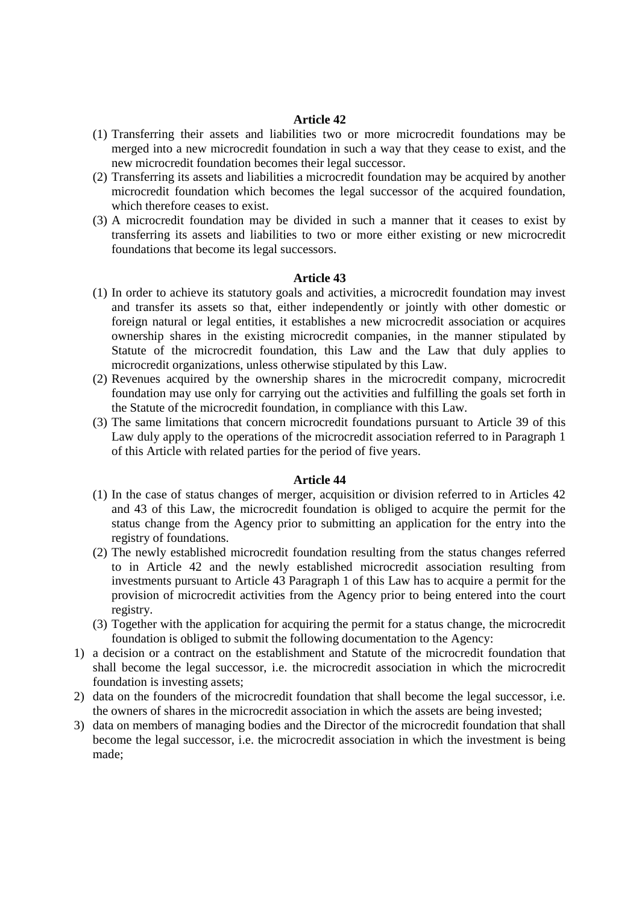### Article 42

(1) Transferring their assets and liabilities two or more microcredit foundations may be merged into a new microcredit foundation in such a way that they cease to exist, and the new microcredit foundation becomes their legal successor.

(2) Transferring its assets and liabilities a microcredit foundation may be acquired by another microcredit foundation which becomes the legal successor of the acquired foundation, which therefore ceases to exist.

(3) A microcredit foundation may be divided in such a manner that it ceases to exist by transferring its assets and liabilities to two or more either existing or new microcredit foundations that become its legal successors.

### Article 43

(1) In order to achieve its statutory goals and activities, a microcredit foundation may invest and transfer its assets so that, either independently or jointly with other domestic or foreign natural or legal entities, it establishes a new microcredit association or acquires ownership shares in the existing microcredit companies, in the manner stipulated by Statute of the microcredit foundation, this Law and the Law that duly applies to microcredit organizations, unless otherwise stipulated by this Law.

(2) Revenues acquired by the ownership shares in the microcredit company, microcredit foundation may use only for carrying out the activities and fulfilling the goals set forth in the Statute of the microcredit foundation, in compliance with this Law.

(3) The same limitations that concern microcredit foundations pursuant to Article 39 of this Law duly apply to the operations of the microcredit association referred to in Paragraph 1 of this Article with related parties for the period of five years.

### Article 44

(1) In the case of status changes of merger, acquisition or division referred to in Articles 42 and 43 of this Law, the microcredit foundation is obliged to acquire the permit for the status change from the Agency prior to submitting an application for the entry into the registry of foundations.

(2) The newly established microcredit foundation resulting from the status changes referred to in Article 42 and the newly established microcredit association resulting from investments pursuant to Article 43 Paragraph 1 of this Law has to acquire a permit for the provision of microcredit activities from the Agency prior to being entered into the court registry.

(3) Together with the application for acquiring the permit for a status change, the microcredit foundation is obliged to submit the following documentation to the Agency:

1) a decision or a contract on the establishment and Statute of the microcredit foundation that shall become the legal successor, i.e. the microcredit association in which the microcredit foundation is investing assets;
2) data on the founders of the microcredit foundation that shall become the legal successor, i.e. the owners of shares in the microcredit association in which the assets are being invested;
3) data on members of managing bodies and the Director of the microcredit foundation that shall become the legal successor, i.e. the microcredit association in which the investment is being made;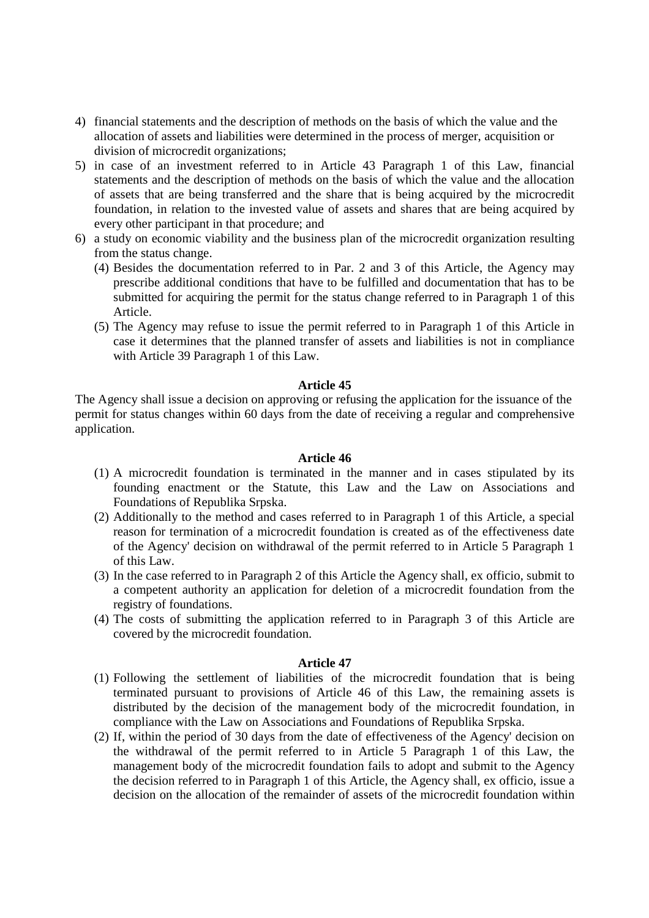4) financial statements and the description of methods on the basis of which the value and the allocation of assets and liabilities were determined in the process of merger, acquisition or division of microcredit organizations;
5) in case of an investment referred to in Article 43 Paragraph 1 of this Law, financial statements and the description of methods on the basis of which the value and the allocation of assets that are being transferred and the share that is being acquired by the microcredit foundation, in relation to the invested value of assets and shares that are being acquired by every other participant in that procedure; and
6) a study on economic viability and the business plan of the microcredit organization resulting from the status change.

(4) Besides the documentation referred to in Par. 2 and 3 of this Article, the Agency may prescribe additional conditions that have to be fulfilled and documentation that has to be submitted for acquiring the permit for the status change referred to in Paragraph 1 of this Article.

(5) The Agency may refuse to issue the permit referred to in Paragraph 1 of this Article in case it determines that the planned transfer of assets and liabilities is not in compliance with Article 39 Paragraph 1 of this Law.

**Article 45**

The Agency shall issue a decision on approving or refusing the application for the issuance of the permit for status changes within 60 days from the date of receiving a regular and comprehensive application.

**Article 46**

(1) A microcredit foundation is terminated in the manner and in cases stipulated by its founding enactment or the Statute, this Law and the Law on Associations and Foundations of Republika Srpska.

(2) Additionally to the method and cases referred to in Paragraph 1 of this Article, a special reason for termination of a microcredit foundation is created as of the effectiveness date of the Agency' decision on withdrawal of the permit referred to in Article 5 Paragraph 1 of this Law.

(3) In the case referred to in Paragraph 2 of this Article the Agency shall, ex officio, submit to a competent authority an application for deletion of a microcredit foundation from the registry of foundations.

(4) The costs of submitting the application referred to in Paragraph 3 of this Article are covered by the microcredit foundation.

**Article 47**

(1) Following the settlement of liabilities of the microcredit foundation that is being terminated pursuant to provisions of Article 46 of this Law, the remaining assets is distributed by the decision of the management body of the microcredit foundation, in compliance with the Law on Associations and Foundations of Republika Srpska.

(2) If, within the period of 30 days from the date of effectiveness of the Agency' decision on the withdrawal of the permit referred to in Article 5 Paragraph 1 of this Law, the management body of the microcredit foundation fails to adopt and submit to the Agency the decision referred to in Paragraph 1 of this Article, the Agency shall, ex officio, issue a decision on the allocation of the remainder of assets of the microcredit foundation within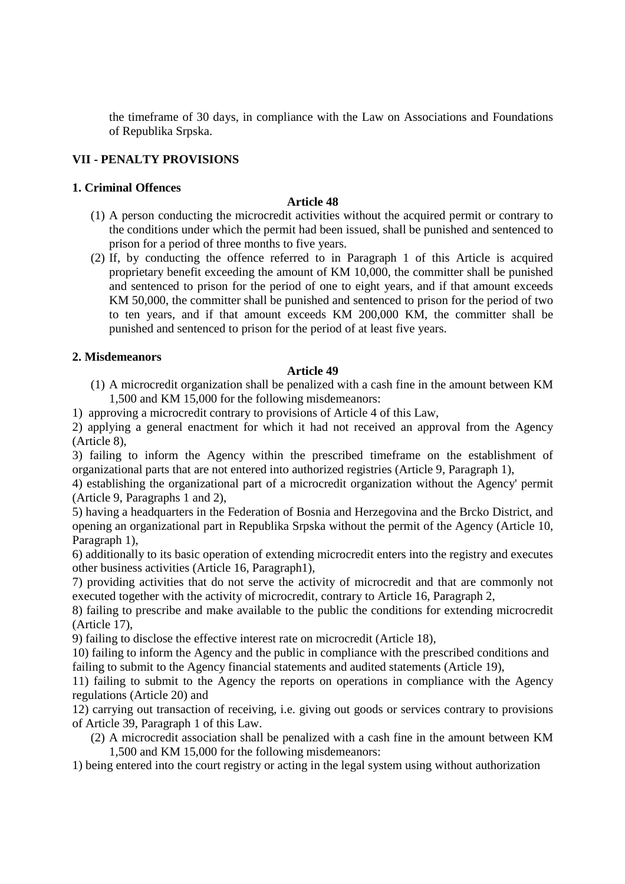the timeframe of 30 days, in compliance with the Law on Associations and Foundations of Republika Srpska.

## VII - PENALTY PROVISIONS

### 1. Criminal Offences

**Article 48**

(1) A person conducting the microcredit activities without the acquired permit or contrary to the conditions under which the permit had been issued, shall be punished and sentenced to prison for a period of three months to five years.

(2) If, by conducting the offence referred to in Paragraph 1 of this Article is acquired proprietary benefit exceeding the amount of KM 10,000, the committer shall be punished and sentenced to prison for the period of one to eight years, and if that amount exceeds KM 50,000, the committer shall be punished and sentenced to prison for the period of two to ten years, and if that amount exceeds KM 200,000 KM, the committer shall be punished and sentenced to prison for the period of at least five years.

### 2. Misdemeanors

**Article 49**

(1) A microcredit organization shall be penalized with a cash fine in the amount between KM 1,500 and KM 15,000 for the following misdemeanors:

1) approving a microcredit contrary to provisions of Article 4 of this Law,

2) applying a general enactment for which it had not received an approval from the Agency (Article 8),

3) failing to inform the Agency within the prescribed timeframe on the establishment of organizational parts that are not entered into authorized registries (Article 9, Paragraph 1),

4) establishing the organizational part of a microcredit organization without the Agency' permit (Article 9, Paragraphs 1 and 2),

5) having a headquarters in the Federation of Bosnia and Herzegovina and the Brcko District, and opening an organizational part in Republika Srpska without the permit of the Agency (Article 10, Paragraph 1),

6) additionally to its basic operation of extending microcredit enters into the registry and executes other business activities (Article 16, Paragraph1),

7) providing activities that do not serve the activity of microcredit and that are commonly not executed together with the activity of microcredit, contrary to Article 16, Paragraph 2,

8) failing to prescribe and make available to the public the conditions for extending microcredit (Article 17),

9) failing to disclose the effective interest rate on microcredit (Article 18),

10) failing to inform the Agency and the public in compliance with the prescribed conditions and failing to submit to the Agency financial statements and audited statements (Article 19),

11) failing to submit to the Agency the reports on operations in compliance with the Agency regulations (Article 20) and

12) carrying out transaction of receiving, i.e. giving out goods or services contrary to provisions of Article 39, Paragraph 1 of this Law.

(2) A microcredit association shall be penalized with a cash fine in the amount between KM 1,500 and KM 15,000 for the following misdemeanors:

1) being entered into the court registry or acting in the legal system using without authorization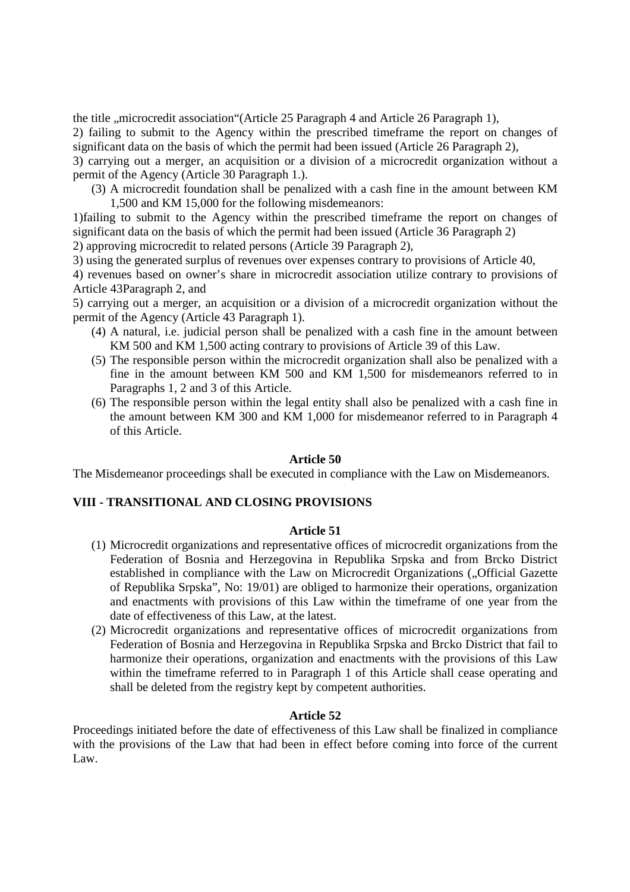the title „microcredit association"(Article 25 Paragraph 4 and Article 26 Paragraph 1),

2) failing to submit to the Agency within the prescribed timeframe the report on changes of significant data on the basis of which the permit had been issued (Article 26 Paragraph 2),

3) carrying out a merger, an acquisition or a division of a microcredit organization without a permit of the Agency (Article 30 Paragraph 1.).

(3) A microcredit foundation shall be penalized with a cash fine in the amount between KM 1,500 and KM 15,000 for the following misdemeanors:

1)failing to submit to the Agency within the prescribed timeframe the report on changes of significant data on the basis of which the permit had been issued (Article 36 Paragraph 2)

2) approving microcredit to related persons (Article 39 Paragraph 2),

3) using the generated surplus of revenues over expenses contrary to provisions of Article 40,

4) revenues based on owner's share in microcredit association utilize contrary to provisions of Article 43Paragraph 2, and

5) carrying out a merger, an acquisition or a division of a microcredit organization without the permit of the Agency (Article 43 Paragraph 1).

(4) A natural, i.e. judicial person shall be penalized with a cash fine in the amount between KM 500 and KM 1,500 acting contrary to provisions of Article 39 of this Law.

(5) The responsible person within the microcredit organization shall also be penalized with a fine in the amount between KM 500 and KM 1,500 for misdemeanors referred to in Paragraphs 1, 2 and 3 of this Article.

(6) The responsible person within the legal entity shall also be penalized with a cash fine in the amount between KM 300 and KM 1,000 for misdemeanor referred to in Paragraph 4 of this Article.

**Article 50**

The Misdemeanor proceedings shall be executed in compliance with the Law on Misdemeanors.

## VIII - TRANSITIONAL AND CLOSING PROVISIONS

**Article 51**

(1) Microcredit organizations and representative offices of microcredit organizations from the Federation of Bosnia and Herzegovina in Republika Srpska and from Brcko District established in compliance with the Law on Microcredit Organizations („Official Gazette of Republika Srpska", No: 19/01) are obliged to harmonize their operations, organization and enactments with provisions of this Law within the timeframe of one year from the date of effectiveness of this Law, at the latest.

(2) Microcredit organizations and representative offices of microcredit organizations from Federation of Bosnia and Herzegovina in Republika Srpska and Brcko District that fail to harmonize their operations, organization and enactments with the provisions of this Law within the timeframe referred to in Paragraph 1 of this Article shall cease operating and shall be deleted from the registry kept by competent authorities.

**Article 52**

Proceedings initiated before the date of effectiveness of this Law shall be finalized in compliance with the provisions of the Law that had been in effect before coming into force of the current Law.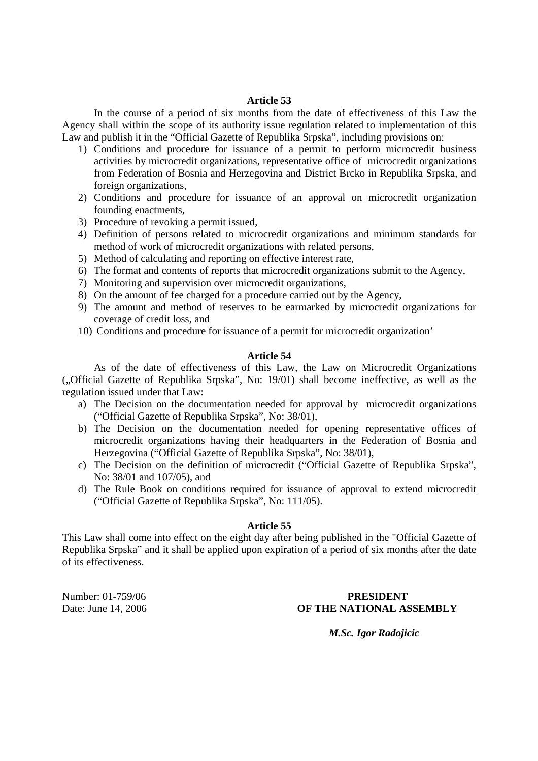**Article 53**

In the course of a period of six months from the date of effectiveness of this Law the Agency shall within the scope of its authority issue regulation related to implementation of this Law and publish it in the "Official Gazette of Republika Srpska", including provisions on:

1) Conditions and procedure for issuance of a permit to perform microcredit business activities by microcredit organizations, representative office of microcredit organizations from Federation of Bosnia and Herzegovina and District Brcko in Republika Srpska, and foreign organizations,
2) Conditions and procedure for issuance of an approval on microcredit organization founding enactments,
3) Procedure of revoking a permit issued,
4) Definition of persons related to microcredit organizations and minimum standards for method of work of microcredit organizations with related persons,
5) Method of calculating and reporting on effective interest rate,
6) The format and contents of reports that microcredit organizations submit to the Agency,
7) Monitoring and supervision over microcredit organizations,
8) On the amount of fee charged for a procedure carried out by the Agency,
9) The amount and method of reserves to be earmarked by microcredit organizations for coverage of credit loss, and
10) Conditions and procedure for issuance of a permit for microcredit organization'

**Article 54**

As of the date of effectiveness of this Law, the Law on Microcredit Organizations („Official Gazette of Republika Srpska", No: 19/01) shall become ineffective, as well as the regulation issued under that Law:

a) The Decision on the documentation needed for approval by microcredit organizations ("Official Gazette of Republika Srpska", No: 38/01),
b) The Decision on the documentation needed for opening representative offices of microcredit organizations having their headquarters in the Federation of Bosnia and Herzegovina ("Official Gazette of Republika Srpska", No: 38/01),
c) The Decision on the definition of microcredit ("Official Gazette of Republika Srpska", No: 38/01 and 107/05), and
d) The Rule Book on conditions required for issuance of approval to extend microcredit ("Official Gazette of Republika Srpska", No: 111/05).

**Article 55**

This Law shall come into effect on the eight day after being published in the "Official Gazette of Republika Srpska" and it shall be applied upon expiration of a period of six months after the date of its effectiveness.

Number: 01-759/06
Date: June 14, 2006

**PRESIDENT**
**OF THE NATIONAL ASSEMBLY**

***M.Sc. Igor Radojicic***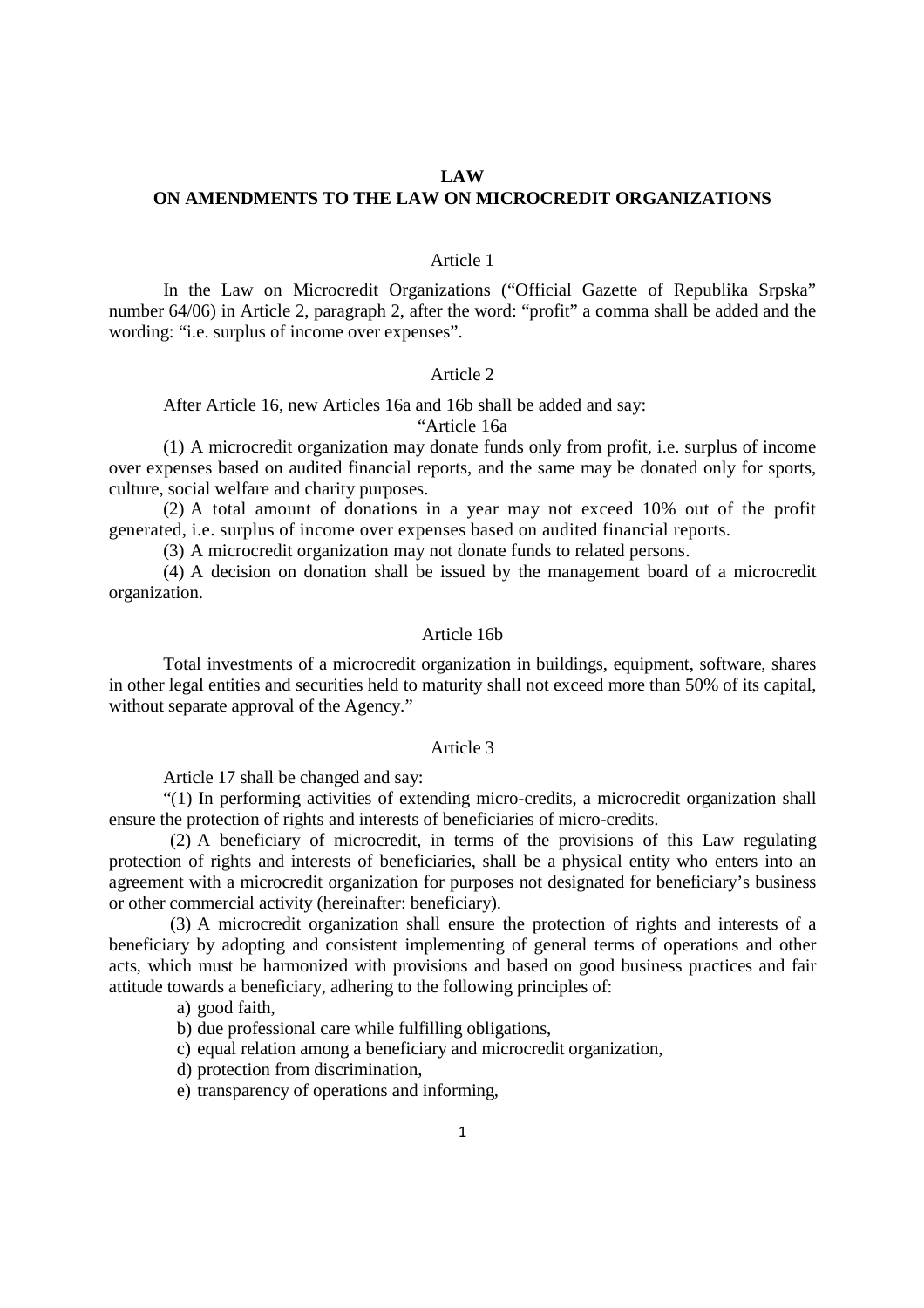**LAW**

**ON AMENDMENTS TO THE LAW ON MICROCREDIT ORGANIZATIONS**

Article 1

In the Law on Microcredit Organizations ("Official Gazette of Republika Srpska" number 64/06) in Article 2, paragraph 2, after the word: "profit" a comma shall be added and the wording: "i.e. surplus of income over expenses".

Article 2

After Article 16, new Articles 16a and 16b shall be added and say:

"Article 16a

(1) A microcredit organization may donate funds only from profit, i.e. surplus of income over expenses based on audited financial reports, and the same may be donated only for sports, culture, social welfare and charity purposes.

(2) A total amount of donations in a year may not exceed 10% out of the profit generated, i.e. surplus of income over expenses based on audited financial reports.

(3) A microcredit organization may not donate funds to related persons.

(4) A decision on donation shall be issued by the management board of a microcredit organization.

Article 16b

Total investments of a microcredit organization in buildings, equipment, software, shares in other legal entities and securities held to maturity shall not exceed more than 50% of its capital, without separate approval of the Agency."

Article 3

Article 17 shall be changed and say:

"(1) In performing activities of extending micro-credits, a microcredit organization shall ensure the protection of rights and interests of beneficiaries of micro-credits.

(2) A beneficiary of microcredit, in terms of the provisions of this Law regulating protection of rights and interests of beneficiaries, shall be a physical entity who enters into an agreement with a microcredit organization for purposes not designated for beneficiary's business or other commercial activity (hereinafter: beneficiary).

(3) A microcredit organization shall ensure the protection of rights and interests of a beneficiary by adopting and consistent implementing of general terms of operations and other acts, which must be harmonized with provisions and based on good business practices and fair attitude towards a beneficiary, adhering to the following principles of:

a) good faith,

b) due professional care while fulfilling obligations,

c) equal relation among a beneficiary and microcredit organization,

d) protection from discrimination,

e) transparency of operations and informing,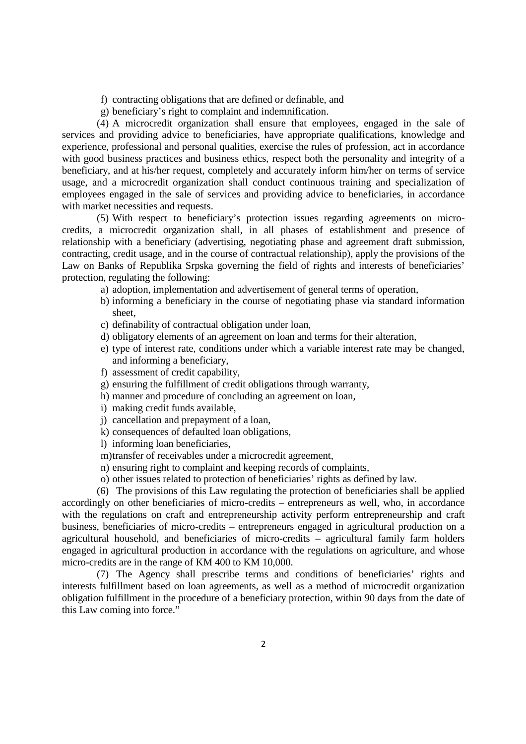f) contracting obligations that are defined or definable, and

g) beneficiary's right to complaint and indemnification.

(4) A microcredit organization shall ensure that employees, engaged in the sale of services and providing advice to beneficiaries, have appropriate qualifications, knowledge and experience, professional and personal qualities, exercise the rules of profession, act in accordance with good business practices and business ethics, respect both the personality and integrity of a beneficiary, and at his/her request, completely and accurately inform him/her on terms of service usage, and a microcredit organization shall conduct continuous training and specialization of employees engaged in the sale of services and providing advice to beneficiaries, in accordance with market necessities and requests.

(5) With respect to beneficiary's protection issues regarding agreements on micro-credits, a microcredit organization shall, in all phases of establishment and presence of relationship with a beneficiary (advertising, negotiating phase and agreement draft submission, contracting, credit usage, and in the course of contractual relationship), apply the provisions of the Law on Banks of Republika Srpska governing the field of rights and interests of beneficiaries' protection, regulating the following:

a) adoption, implementation and advertisement of general terms of operation,

b) informing a beneficiary in the course of negotiating phase via standard information sheet,

c) definability of contractual obligation under loan,

d) obligatory elements of an agreement on loan and terms for their alteration,

e) type of interest rate, conditions under which a variable interest rate may be changed, and informing a beneficiary,

f) assessment of credit capability,

g) ensuring the fulfillment of credit obligations through warranty,

h) manner and procedure of concluding an agreement on loan,

i) making credit funds available,

j) cancellation and prepayment of a loan,

k) consequences of defaulted loan obligations,

l) informing loan beneficiaries,

m) transfer of receivables under a microcredit agreement,

n) ensuring right to complaint and keeping records of complaints,

o) other issues related to protection of beneficiaries' rights as defined by law.

(6) The provisions of this Law regulating the protection of beneficiaries shall be applied accordingly on other beneficiaries of micro-credits – entrepreneurs as well, who, in accordance with the regulations on craft and entrepreneurship activity perform entrepreneurship and craft business, beneficiaries of micro-credits – entrepreneurs engaged in agricultural production on a agricultural household, and beneficiaries of micro-credits – agricultural family farm holders engaged in agricultural production in accordance with the regulations on agriculture, and whose micro-credits are in the range of KM 400 to KM 10,000.

(7) The Agency shall prescribe terms and conditions of beneficiaries' rights and interests fulfillment based on loan agreements, as well as a method of microcredit organization obligation fulfillment in the procedure of a beneficiary protection, within 90 days from the date of this Law coming into force."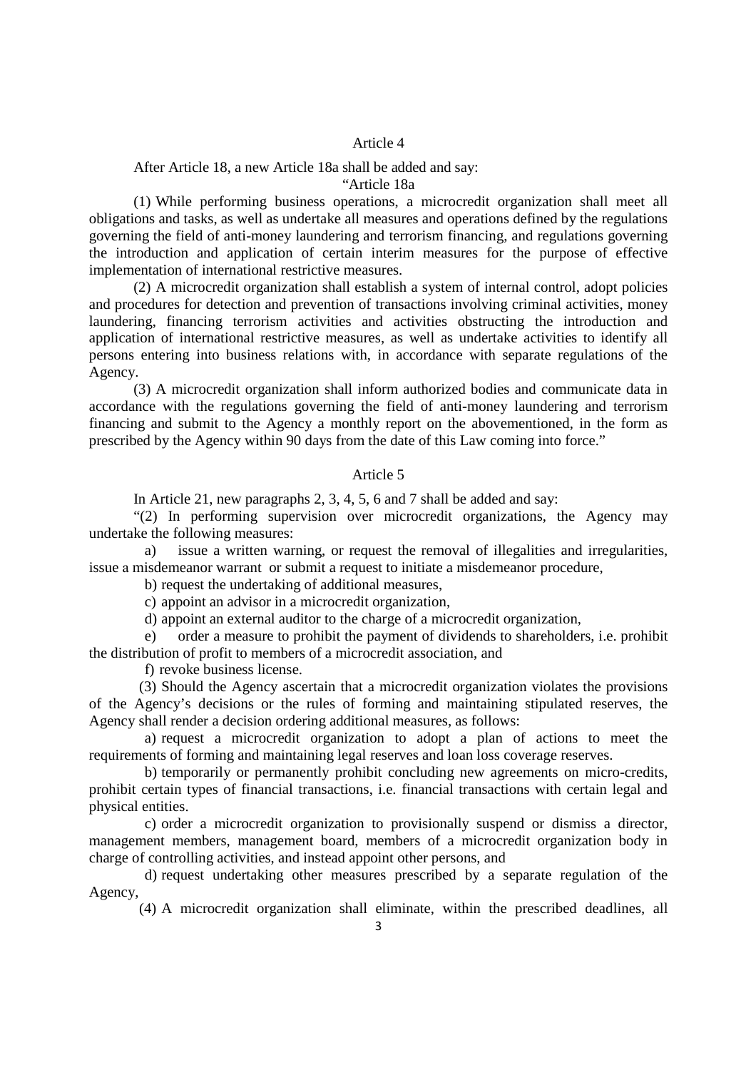Article 4

After Article 18, a new Article 18a shall be added and say:

"Article 18a

(1) While performing business operations, a microcredit organization shall meet all obligations and tasks, as well as undertake all measures and operations defined by the regulations governing the field of anti-money laundering and terrorism financing, and regulations governing the introduction and application of certain interim measures for the purpose of effective implementation of international restrictive measures.

(2) A microcredit organization shall establish a system of internal control, adopt policies and procedures for detection and prevention of transactions involving criminal activities, money laundering, financing terrorism activities and activities obstructing the introduction and application of international restrictive measures, as well as undertake activities to identify all persons entering into business relations with, in accordance with separate regulations of the Agency.

(3) A microcredit organization shall inform authorized bodies and communicate data in accordance with the regulations governing the field of anti-money laundering and terrorism financing and submit to the Agency a monthly report on the abovementioned, in the form as prescribed by the Agency within 90 days from the date of this Law coming into force."

Article 5

In Article 21, new paragraphs 2, 3, 4, 5, 6 and 7 shall be added and say:

"(2) In performing supervision over microcredit organizations, the Agency may undertake the following measures:

a) issue a written warning, or request the removal of illegalities and irregularities, issue a misdemeanor warrant or submit a request to initiate a misdemeanor procedure,

b) request the undertaking of additional measures,

c) appoint an advisor in a microcredit organization,

d) appoint an external auditor to the charge of a microcredit organization,

e) order a measure to prohibit the payment of dividends to shareholders, i.e. prohibit the distribution of profit to members of a microcredit association, and

f) revoke business license.

(3) Should the Agency ascertain that a microcredit organization violates the provisions of the Agency's decisions or the rules of forming and maintaining stipulated reserves, the Agency shall render a decision ordering additional measures, as follows:

a) request a microcredit organization to adopt a plan of actions to meet the requirements of forming and maintaining legal reserves and loan loss coverage reserves.

b) temporarily or permanently prohibit concluding new agreements on micro-credits, prohibit certain types of financial transactions, i.e. financial transactions with certain legal and physical entities.

c) order a microcredit organization to provisionally suspend or dismiss a director, management members, management board, members of a microcredit organization body in charge of controlling activities, and instead appoint other persons, and

d) request undertaking other measures prescribed by a separate regulation of the Agency,

(4) A microcredit organization shall eliminate, within the prescribed deadlines, all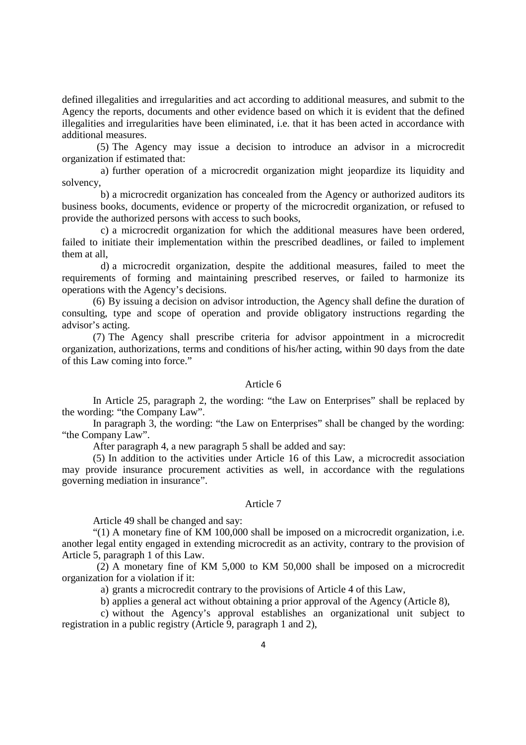defined illegalities and irregularities and act according to additional measures, and submit to the Agency the reports, documents and other evidence based on which it is evident that the defined illegalities and irregularities have been eliminated, i.e. that it has been acted in accordance with additional measures.

(5) The Agency may issue a decision to introduce an advisor in a microcredit organization if estimated that:

a) further operation of a microcredit organization might jeopardize its liquidity and solvency,

b) a microcredit organization has concealed from the Agency or authorized auditors its business books, documents, evidence or property of the microcredit organization, or refused to provide the authorized persons with access to such books,

c) a microcredit organization for which the additional measures have been ordered, failed to initiate their implementation within the prescribed deadlines, or failed to implement them at all,

d) a microcredit organization, despite the additional measures, failed to meet the requirements of forming and maintaining prescribed reserves, or failed to harmonize its operations with the Agency's decisions.

(6) By issuing a decision on advisor introduction, the Agency shall define the duration of consulting, type and scope of operation and provide obligatory instructions regarding the advisor's acting.

(7) The Agency shall prescribe criteria for advisor appointment in a microcredit organization, authorizations, terms and conditions of his/her acting, within 90 days from the date of this Law coming into force."

### Article 6

In Article 25, paragraph 2, the wording: "the Law on Enterprises" shall be replaced by the wording: "the Company Law".

In paragraph 3, the wording: "the Law on Enterprises" shall be changed by the wording: "the Company Law".

After paragraph 4, a new paragraph 5 shall be added and say:

(5) In addition to the activities under Article 16 of this Law, a microcredit association may provide insurance procurement activities as well, in accordance with the regulations governing mediation in insurance".

### Article 7

Article 49 shall be changed and say:

"(1) A monetary fine of KM 100,000 shall be imposed on a microcredit organization, i.e. another legal entity engaged in extending microcredit as an activity, contrary to the provision of Article 5, paragraph 1 of this Law.

(2) A monetary fine of KM 5,000 to KM 50,000 shall be imposed on a microcredit organization for a violation if it:

a) grants a microcredit contrary to the provisions of Article 4 of this Law,

b) applies a general act without obtaining a prior approval of the Agency (Article 8),

c) without the Agency's approval establishes an organizational unit subject to registration in a public registry (Article 9, paragraph 1 and 2),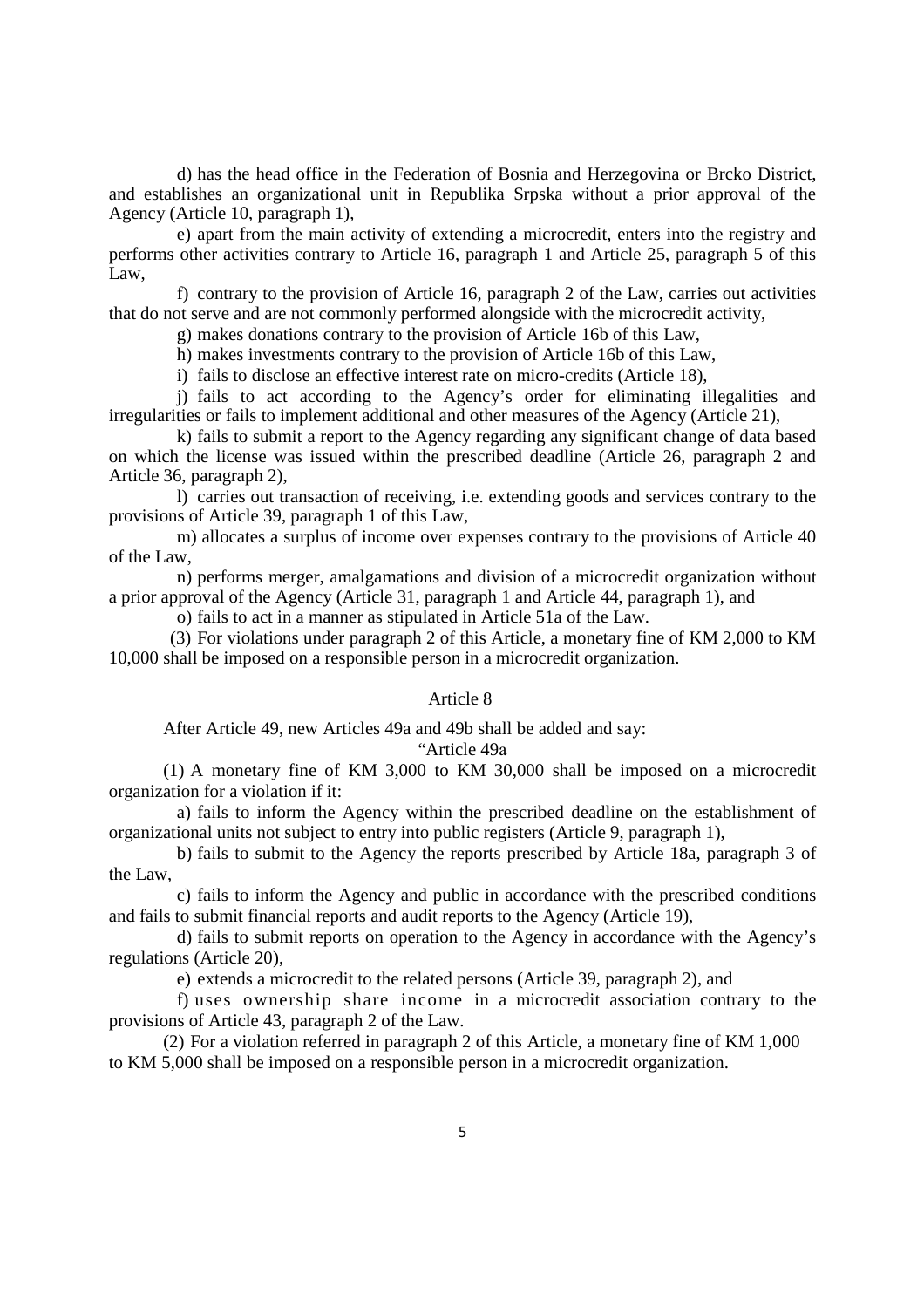d) has the head office in the Federation of Bosnia and Herzegovina or Brcko District, and establishes an organizational unit in Republika Srpska without a prior approval of the Agency (Article 10, paragraph 1),

e) apart from the main activity of extending a microcredit, enters into the registry and performs other activities contrary to Article 16, paragraph 1 and Article 25, paragraph 5 of this Law,

f) contrary to the provision of Article 16, paragraph 2 of the Law, carries out activities that do not serve and are not commonly performed alongside with the microcredit activity,

g) makes donations contrary to the provision of Article 16b of this Law,

h) makes investments contrary to the provision of Article 16b of this Law,

i) fails to disclose an effective interest rate on micro-credits (Article 18),

j) fails to act according to the Agency's order for eliminating illegalities and irregularities or fails to implement additional and other measures of the Agency (Article 21),

k) fails to submit a report to the Agency regarding any significant change of data based on which the license was issued within the prescribed deadline (Article 26, paragraph 2 and Article 36, paragraph 2),

l) carries out transaction of receiving, i.e. extending goods and services contrary to the provisions of Article 39, paragraph 1 of this Law,

m) allocates a surplus of income over expenses contrary to the provisions of Article 40 of the Law,

n) performs merger, amalgamations and division of a microcredit organization without a prior approval of the Agency (Article 31, paragraph 1 and Article 44, paragraph 1), and

o) fails to act in a manner as stipulated in Article 51a of the Law.

(3) For violations under paragraph 2 of this Article, a monetary fine of KM 2,000 to KM 10,000 shall be imposed on a responsible person in a microcredit organization.

### Article 8

After Article 49, new Articles 49a and 49b shall be added and say:

"Article 49a

(1) A monetary fine of KM 3,000 to KM 30,000 shall be imposed on a microcredit organization for a violation if it:

a) fails to inform the Agency within the prescribed deadline on the establishment of organizational units not subject to entry into public registers (Article 9, paragraph 1),

b) fails to submit to the Agency the reports prescribed by Article 18a, paragraph 3 of the Law,

c) fails to inform the Agency and public in accordance with the prescribed conditions and fails to submit financial reports and audit reports to the Agency (Article 19),

d) fails to submit reports on operation to the Agency in accordance with the Agency's regulations (Article 20),

e) extends a microcredit to the related persons (Article 39, paragraph 2), and

f) uses ownership share income in a microcredit association contrary to the provisions of Article 43, paragraph 2 of the Law.

(2) For a violation referred in paragraph 2 of this Article, a monetary fine of KM 1,000 to KM 5,000 shall be imposed on a responsible person in a microcredit organization.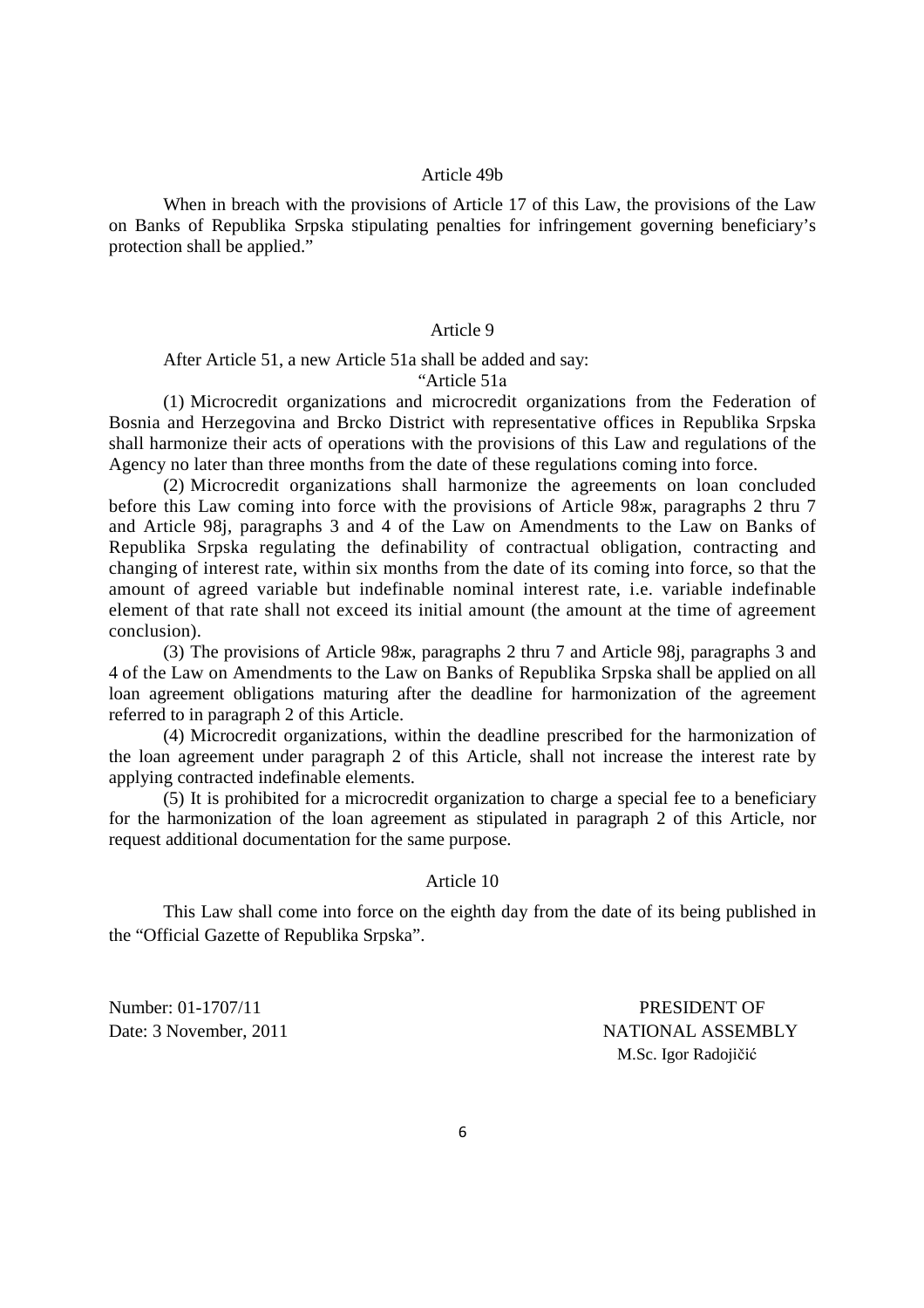Article 49b

When in breach with the provisions of Article 17 of this Law, the provisions of the Law on Banks of Republika Srpska stipulating penalties for infringement governing beneficiary's protection shall be applied."

Article 9

After Article 51, a new Article 51a shall be added and say:

"Article 51a

(1) Microcredit organizations and microcredit organizations from the Federation of Bosnia and Herzegovina and Brcko District with representative offices in Republika Srpska shall harmonize their acts of operations with the provisions of this Law and regulations of the Agency no later than three months from the date of these regulations coming into force.

(2) Microcredit organizations shall harmonize the agreements on loan concluded before this Law coming into force with the provisions of Article 98ж, paragraphs 2 thru 7 and Article 98j, paragraphs 3 and 4 of the Law on Amendments to the Law on Banks of Republika Srpska regulating the definability of contractual obligation, contracting and changing of interest rate, within six months from the date of its coming into force, so that the amount of agreed variable but indefinable nominal interest rate, i.e. variable indefinable element of that rate shall not exceed its initial amount (the amount at the time of agreement conclusion).

(3) The provisions of Article 98ж, paragraphs 2 thru 7 and Article 98j, paragraphs 3 and 4 of the Law on Amendments to the Law on Banks of Republika Srpska shall be applied on all loan agreement obligations maturing after the deadline for harmonization of the agreement referred to in paragraph 2 of this Article.

(4) Microcredit organizations, within the deadline prescribed for the harmonization of the loan agreement under paragraph 2 of this Article, shall not increase the interest rate by applying contracted indefinable elements.

(5) It is prohibited for a microcredit organization to charge a special fee to a beneficiary for the harmonization of the loan agreement as stipulated in paragraph 2 of this Article, nor request additional documentation for the same purpose.

Article 10

This Law shall come into force on the eighth day from the date of its being published in the "Official Gazette of Republika Srpska".

Number: 01-1707/11
Date: 3 November, 2011

PRESIDENT OF
NATIONAL ASSEMBLY
M.Sc. Igor Radojičić